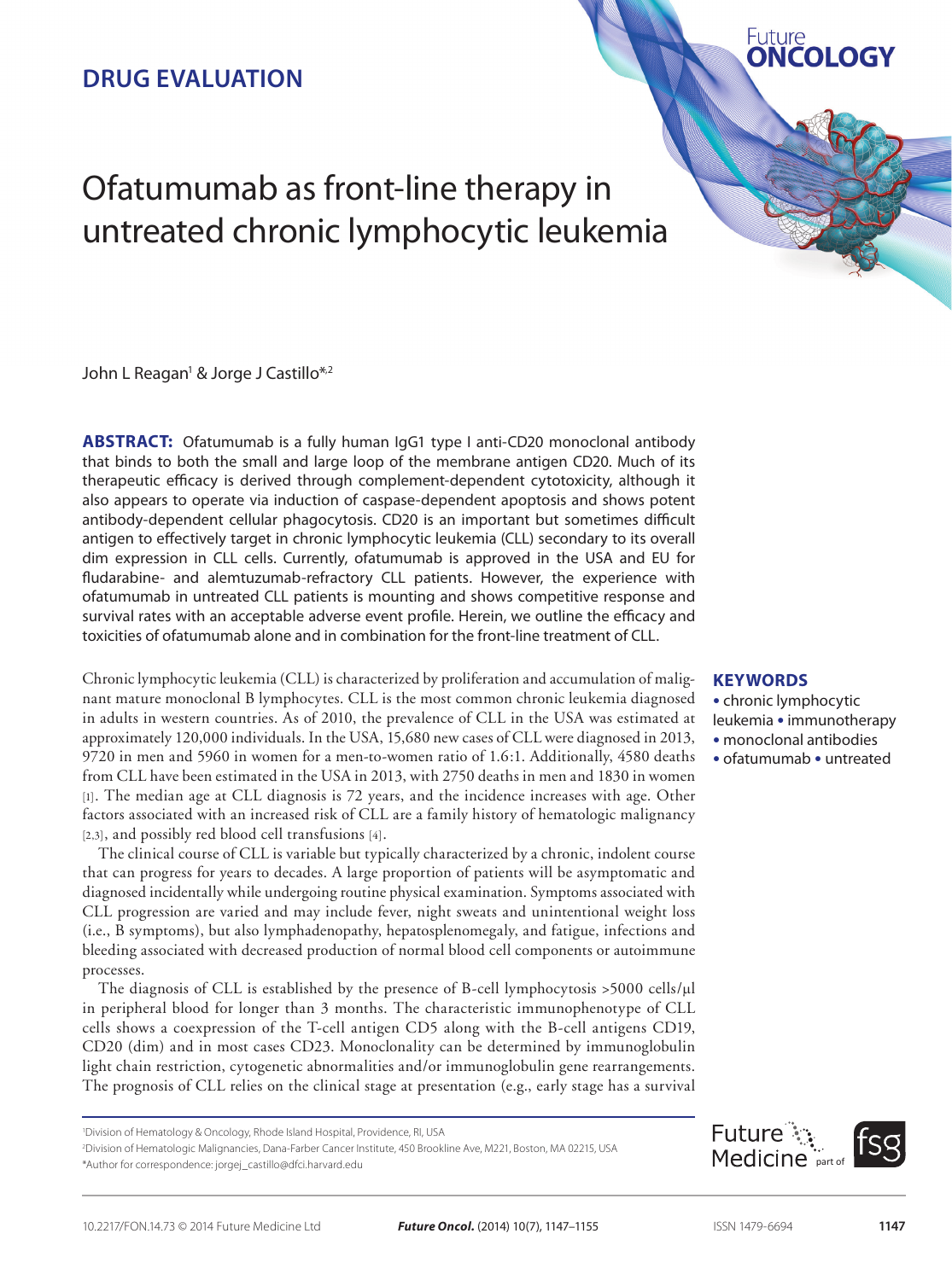**DRUG EVALUATION**

# Ofatumumab as front-line therapy in untreated chronic lymphocytic leukemia

John L Reagan[1] & Jorge J Castillo*[,2]

**ABSTRACT:** Ofatumumab is a fully human IgG1 type I anti-CD20 monoclonal antibody that binds to both the small and large loop of the membrane antigen CD20. Much of its therapeutic efficacy is derived through complement-dependent cytotoxicity, although it also appears to operate via induction of caspase-dependent apoptosis and shows potent antibody-dependent cellular phagocytosis. CD20 is an important but sometimes difficult antigen to effectively target in chronic lymphocytic leukemia (CLL) secondary to its overall dim expression in CLL cells. Currently, ofatumumab is approved in the USA and EU for fludarabine- and alemtuzumab-refractory CLL patients. However, the experience with ofatumumab in untreated CLL patients is mounting and shows competitive response and survival rates with an acceptable adverse event profile. Herein, we outline the efficacy and toxicities of ofatumumab alone and in combination for the front-line treatment of CLL.

**KEYWORDS**
• chronic lymphocytic leukemia • immunotherapy • monoclonal antibodies • ofatumumab • untreated

Chronic lymphocytic leukemia (CLL) is characterized by proliferation and accumulation of malignant mature monoclonal B lymphocytes. CLL is the most common chronic leukemia diagnosed in adults in western countries. As of 2010, the prevalence of CLL in the USA was estimated at approximately 120,000 individuals. In the USA, 15,680 new cases of CLL were diagnosed in 2013, 9720 in men and 5960 in women for a men-to-women ratio of 1.6:1. Additionally, 4580 deaths from CLL have been estimated in the USA in 2013, with 2750 deaths in men and 1830 in women [1]. The median age at CLL diagnosis is 72 years, and the incidence increases with age. Other factors associated with an increased risk of CLL are a family history of hematologic malignancy [2,3], and possibly red blood cell transfusions [4].

The clinical course of CLL is variable but typically characterized by a chronic, indolent course that can progress for years to decades. A large proportion of patients will be asymptomatic and diagnosed incidentally while undergoing routine physical examination. Symptoms associated with CLL progression are varied and may include fever, night sweats and unintentional weight loss (i.e., B symptoms), but also lymphadenopathy, hepatosplenomegaly, and fatigue, infections and bleeding associated with decreased production of normal blood cell components or autoimmune processes.

The diagnosis of CLL is established by the presence of B-cell lymphocytosis >5000 cells/μl in peripheral blood for longer than 3 months. The characteristic immunophenotype of CLL cells shows a coexpression of the T-cell antigen CD5 along with the B-cell antigens CD19, CD20 (dim) and in most cases CD23. Monoclonality can be determined by immunoglobulin light chain restriction, cytogenetic abnormalities and/or immunoglobulin gene rearrangements. The prognosis of CLL relies on the clinical stage at presentation (e.g., early stage has a survival

[1]Division of Hematology & Oncology, Rhode Island Hospital, Providence, RI, USA
[2]Division of Hematologic Malignancies, Dana-Farber Cancer Institute, 450 Brookline Ave, M221, Boston, MA 02215, USA
*Author for correspondence: jorgej_castillo@dfci.harvard.edu

10.2217/FON.14.73 © 2014 Future Medicine Ltd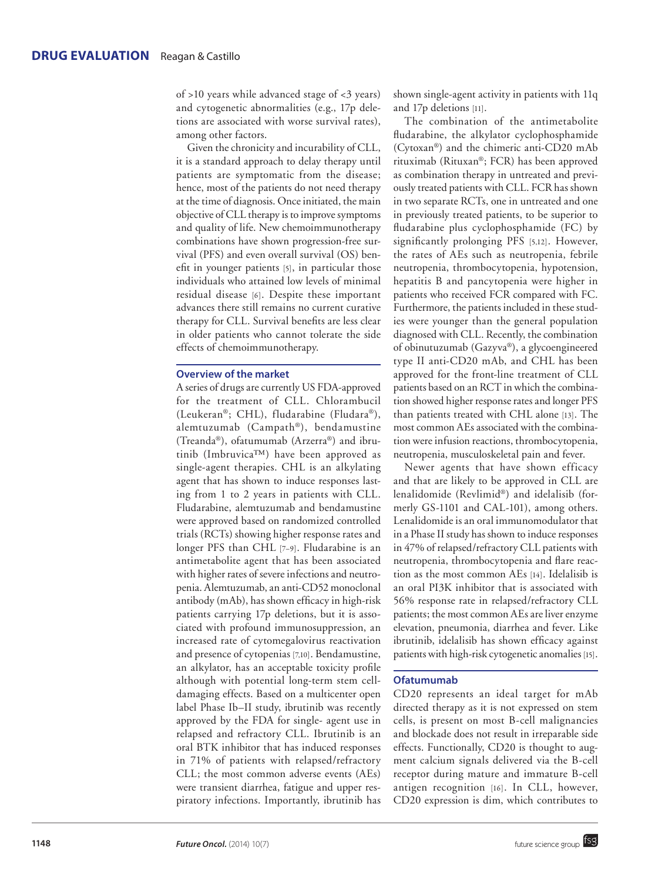of >10 years while advanced stage of <3 years) and cytogenetic abnormalities (e.g., 17p deletions are associated with worse survival rates), among other factors.

Given the chronicity and incurability of CLL, it is a standard approach to delay therapy until patients are symptomatic from the disease; hence, most of the patients do not need therapy at the time of diagnosis. Once initiated, the main objective of CLL therapy is to improve symptoms and quality of life. New chemoimmunotherapy combinations have shown progression-free survival (PFS) and even overall survival (OS) benefit in younger patients [5], in particular those individuals who attained low levels of minimal residual disease [6]. Despite these important advances there still remains no current curative therapy for CLL. Survival benefits are less clear in older patients who cannot tolerate the side effects of chemoimmunotherapy.

## Overview of the market

A series of drugs are currently US FDA-approved for the treatment of CLL. Chlorambucil (Leukeran®; CHL), fludarabine (Fludara®), alemtuzumab (Campath®), bendamustine (Treanda®), ofatumumab (Arzerra®) and ibrutinib (Imbruvica™) have been approved as single-agent therapies. CHL is an alkylating agent that has shown to induce responses lasting from 1 to 2 years in patients with CLL. Fludarabine, alemtuzumab and bendamustine were approved based on randomized controlled trials (RCTs) showing higher response rates and longer PFS than CHL [7–9]. Fludarabine is an antimetabolite agent that has been associated with higher rates of severe infections and neutropenia. Alemtuzumab, an anti-CD52 monoclonal antibody (mAb), has shown efficacy in high-risk patients carrying 17p deletions, but it is associated with profound immunosuppression, an increased rate of cytomegalovirus reactivation and presence of cytopenias [7,10]. Bendamustine, an alkylator, has an acceptable toxicity profile although with potential long-term stem cell-damaging effects. Based on a multicenter open label Phase Ib–II study, ibrutinib was recently approved by the FDA for single- agent use in relapsed and refractory CLL. Ibrutinib is an oral BTK inhibitor that has induced responses in 71% of patients with relapsed/refractory CLL; the most common adverse events (AEs) were transient diarrhea, fatigue and upper respiratory infections. Importantly, ibrutinib has shown single-agent activity in patients with 11q and 17p deletions [11].

The combination of the antimetabolite fludarabine, the alkylator cyclophosphamide (Cytoxan®) and the chimeric anti-CD20 mAb rituximab (Rituxan®; FCR) has been approved as combination therapy in untreated and previously treated patients with CLL. FCR has shown in two separate RCTs, one in untreated and one in previously treated patients, to be superior to fludarabine plus cyclophosphamide (FC) by significantly prolonging PFS [5,12]. However, the rates of AEs such as neutropenia, febrile neutropenia, thrombocytopenia, hypotension, hepatitis B and pancytopenia were higher in patients who received FCR compared with FC. Furthermore, the patients included in these studies were younger than the general population diagnosed with CLL. Recently, the combination of obinutuzumab (Gazyva®), a glycoengineered type II anti-CD20 mAb, and CHL has been approved for the front-line treatment of CLL patients based on an RCT in which the combination showed higher response rates and longer PFS than patients treated with CHL alone [13]. The most common AEs associated with the combination were infusion reactions, thrombocytopenia, neutropenia, musculoskeletal pain and fever.

Newer agents that have shown efficacy and that are likely to be approved in CLL are lenalidomide (Revlimid®) and idelalisib (formerly GS-1101 and CAL-101), among others. Lenalidomide is an oral immunomodulator that in a Phase II study has shown to induce responses in 47% of relapsed/refractory CLL patients with neutropenia, thrombocytopenia and flare reaction as the most common AEs [14]. Idelalisib is an oral PI3K inhibitor that is associated with 56% response rate in relapsed/refractory CLL patients; the most common AEs are liver enzyme elevation, pneumonia, diarrhea and fever. Like ibrutinib, idelalisib has shown efficacy against patients with high-risk cytogenetic anomalies [15].

## Ofatumumab

CD20 represents an ideal target for mAb directed therapy as it is not expressed on stem cells, is present on most B-cell malignancies and blockade does not result in irreparable side effects. Functionally, CD20 is thought to augment calcium signals delivered via the B-cell receptor during mature and immature B-cell antigen recognition [16]. In CLL, however, CD20 expression is dim, which contributes to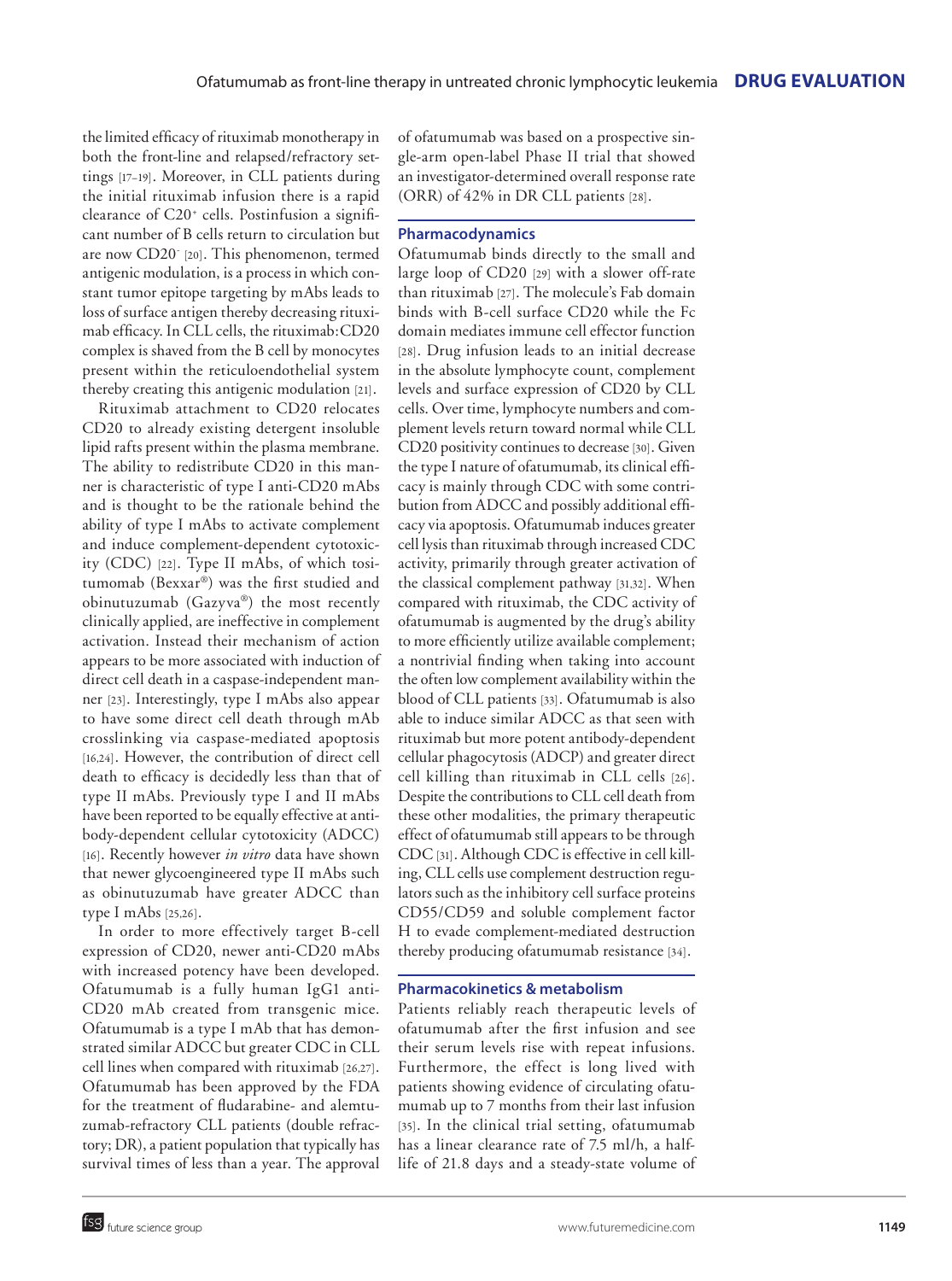the limited efficacy of rituximab monotherapy in both the front-line and relapsed/refractory settings [17–19]. Moreover, in CLL patients during the initial rituximab infusion there is a rapid clearance of C20$^{+}$ cells. Postinfusion a significant number of B cells return to circulation but are now CD20$^{-}$ [20]. This phenomenon, termed antigenic modulation, is a process in which constant tumor epitope targeting by mAbs leads to loss of surface antigen thereby decreasing rituximab efficacy. In CLL cells, the rituximab:CD20 complex is shaved from the B cell by monocytes present within the reticuloendothelial system thereby creating this antigenic modulation [21].

Rituximab attachment to CD20 relocates CD20 to already existing detergent insoluble lipid rafts present within the plasma membrane. The ability to redistribute CD20 in this manner is characteristic of type I anti-CD20 mAbs and is thought to be the rationale behind the ability of type I mAbs to activate complement and induce complement-dependent cytotoxicity (CDC) [22]. Type II mAbs, of which tositumomab (Bexxar®) was the first studied and obinutuzumab (Gazyva®) the most recently clinically applied, are ineffective in complement activation. Instead their mechanism of action appears to be more associated with induction of direct cell death in a caspase-independent manner [23]. Interestingly, type I mAbs also appear to have some direct cell death through mAb crosslinking via caspase-mediated apoptosis [16,24]. However, the contribution of direct cell death to efficacy is decidedly less than that of type II mAbs. Previously type I and II mAbs have been reported to be equally effective at antibody-dependent cellular cytotoxicity (ADCC) [16]. Recently however *in vitro* data have shown that newer glycoengineered type II mAbs such as obinutuzumab have greater ADCC than type I mAbs [25,26].

In order to more effectively target B-cell expression of CD20, newer anti-CD20 mAbs with increased potency have been developed. Ofatumumab is a fully human IgG1 anti-CD20 mAb created from transgenic mice. Ofatumumab is a type I mAb that has demonstrated similar ADCC but greater CDC in CLL cell lines when compared with rituximab [26,27]. Ofatumumab has been approved by the FDA for the treatment of fludarabine- and alemtuzumab-refractory CLL patients (double refractory; DR), a patient population that typically has survival times of less than a year. The approval of ofatumumab was based on a prospective single-arm open-label Phase II trial that showed an investigator-determined overall response rate (ORR) of 42% in DR CLL patients [28].

## Pharmacodynamics

Ofatumumab binds directly to the small and large loop of CD20 [29] with a slower off-rate than rituximab [27]. The molecule's Fab domain binds with B-cell surface CD20 while the Fc domain mediates immune cell effector function [28]. Drug infusion leads to an initial decrease in the absolute lymphocyte count, complement levels and surface expression of CD20 by CLL cells. Over time, lymphocyte numbers and complement levels return toward normal while CLL CD20 positivity continues to decrease [30]. Given the type I nature of ofatumumab, its clinical efficacy is mainly through CDC with some contribution from ADCC and possibly additional efficacy via apoptosis. Ofatumumab induces greater cell lysis than rituximab through increased CDC activity, primarily through greater activation of the classical complement pathway [31,32]. When compared with rituximab, the CDC activity of ofatumumab is augmented by the drug's ability to more efficiently utilize available complement; a nontrivial finding when taking into account the often low complement availability within the blood of CLL patients [33]. Ofatumumab is also able to induce similar ADCC as that seen with rituximab but more potent antibody-dependent cellular phagocytosis (ADCP) and greater direct cell killing than rituximab in CLL cells [26]. Despite the contributions to CLL cell death from these other modalities, the primary therapeutic effect of ofatumumab still appears to be through CDC [31]. Although CDC is effective in cell killing, CLL cells use complement destruction regulators such as the inhibitory cell surface proteins CD55/CD59 and soluble complement factor H to evade complement-mediated destruction thereby producing ofatumumab resistance [34].

## Pharmacokinetics & metabolism

Patients reliably reach therapeutic levels of ofatumumab after the first infusion and see their serum levels rise with repeat infusions. Furthermore, the effect is long lived with patients showing evidence of circulating ofatumumab up to 7 months from their last infusion [35]. In the clinical trial setting, ofatumumab has a linear clearance rate of 7.5 ml/h, a half-life of 21.8 days and a steady-state volume of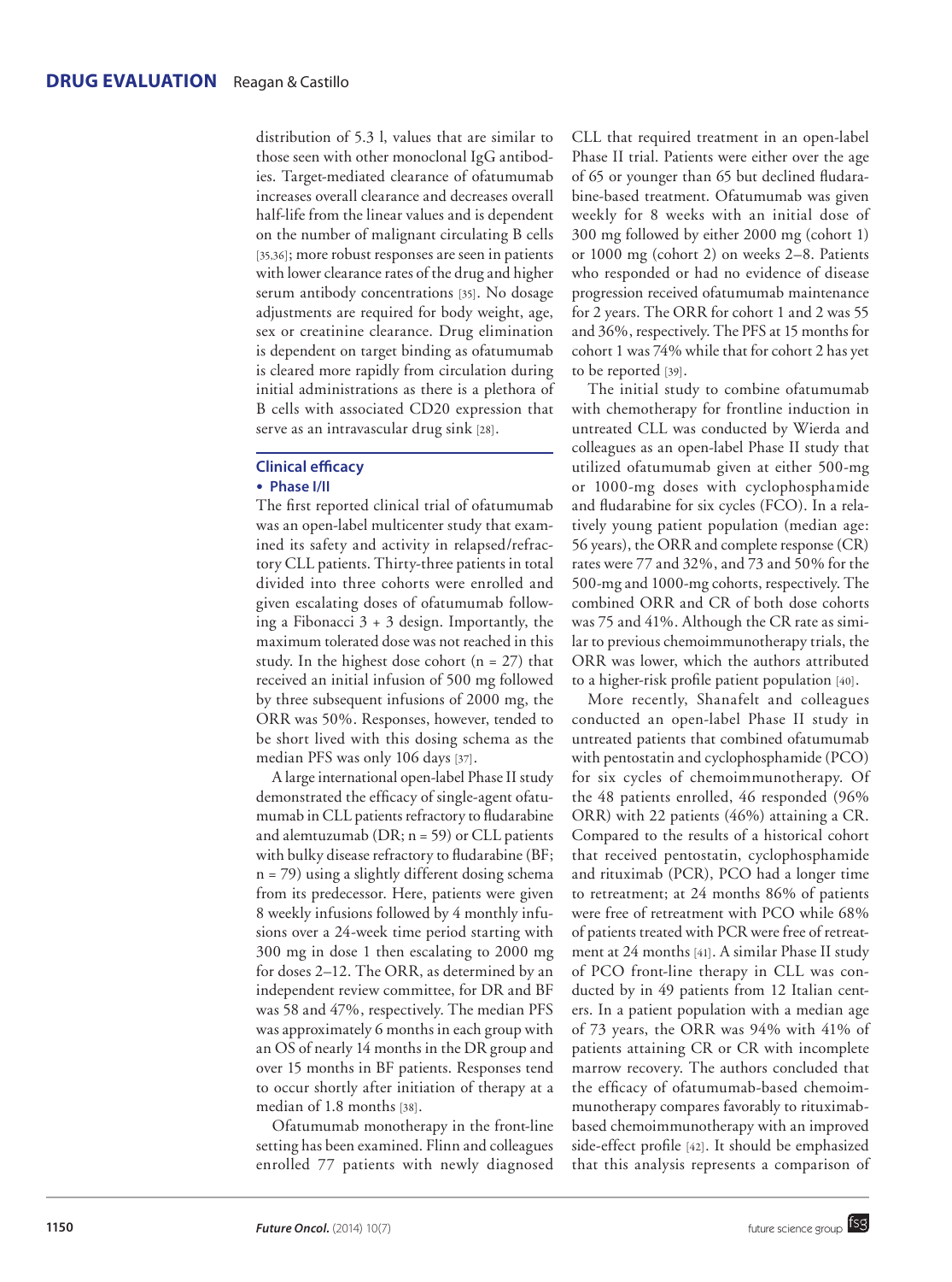distribution of 5.3 l, values that are similar to those seen with other monoclonal IgG antibodies. Target-mediated clearance of ofatumumab increases overall clearance and decreases overall half-life from the linear values and is dependent on the number of malignant circulating B cells [35,36]; more robust responses are seen in patients with lower clearance rates of the drug and higher serum antibody concentrations [35]. No dosage adjustments are required for body weight, age, sex or creatinine clearance. Drug elimination is dependent on target binding as ofatumumab is cleared more rapidly from circulation during initial administrations as there is a plethora of B cells with associated CD20 expression that serve as an intravascular drug sink [28].

## Clinical efficacy

### • Phase I/II

The first reported clinical trial of ofatumumab was an open-label multicenter study that examined its safety and activity in relapsed/refractory CLL patients. Thirty-three patients in total divided into three cohorts were enrolled and given escalating doses of ofatumumab following a Fibonacci 3 + 3 design. Importantly, the maximum tolerated dose was not reached in this study. In the highest dose cohort (n = 27) that received an initial infusion of 500 mg followed by three subsequent infusions of 2000 mg, the ORR was 50%. Responses, however, tended to be short lived with this dosing schema as the median PFS was only 106 days [37].

A large international open-label Phase II study demonstrated the efficacy of single-agent ofatumumab in CLL patients refractory to fludarabine and alemtuzumab (DR; n = 59) or CLL patients with bulky disease refractory to fludarabine (BF; n = 79) using a slightly different dosing schema from its predecessor. Here, patients were given 8 weekly infusions followed by 4 monthly infusions over a 24-week time period starting with 300 mg in dose 1 then escalating to 2000 mg for doses 2–12. The ORR, as determined by an independent review committee, for DR and BF was 58 and 47%, respectively. The median PFS was approximately 6 months in each group with an OS of nearly 14 months in the DR group and over 15 months in BF patients. Responses tend to occur shortly after initiation of therapy at a median of 1.8 months [38].

Ofatumumab monotherapy in the front-line setting has been examined. Flinn and colleagues enrolled 77 patients with newly diagnosed CLL that required treatment in an open-label Phase II trial. Patients were either over the age of 65 or younger than 65 but declined fludarabine-based treatment. Ofatumumab was given weekly for 8 weeks with an initial dose of 300 mg followed by either 2000 mg (cohort 1) or 1000 mg (cohort 2) on weeks 2–8. Patients who responded or had no evidence of disease progression received ofatumumab maintenance for 2 years. The ORR for cohort 1 and 2 was 55 and 36%, respectively. The PFS at 15 months for cohort 1 was 74% while that for cohort 2 has yet to be reported [39].

The initial study to combine ofatumumab with chemotherapy for frontline induction in untreated CLL was conducted by Wierda and colleagues as an open-label Phase II study that utilized ofatumumab given at either 500-mg or 1000-mg doses with cyclophosphamide and fludarabine for six cycles (FCO). In a relatively young patient population (median age: 56 years), the ORR and complete response (CR) rates were 77 and 32%, and 73 and 50% for the 500-mg and 1000-mg cohorts, respectively. The combined ORR and CR of both dose cohorts was 75 and 41%. Although the CR rate as similar to previous chemoimmunotherapy trials, the ORR was lower, which the authors attributed to a higher-risk profile patient population [40].

More recently, Shanafelt and colleagues conducted an open-label Phase II study in untreated patients that combined ofatumumab with pentostatin and cyclophosphamide (PCO) for six cycles of chemoimmunotherapy. Of the 48 patients enrolled, 46 responded (96% ORR) with 22 patients (46%) attaining a CR. Compared to the results of a historical cohort that received pentostatin, cyclophosphamide and rituximab (PCR), PCO had a longer time to retreatment; at 24 months 86% of patients were free of retreatment with PCO while 68% of patients treated with PCR were free of retreatment at 24 months [41]. A similar Phase II study of PCO front-line therapy in CLL was conducted by in 49 patients from 12 Italian centers. In a patient population with a median age of 73 years, the ORR was 94% with 41% of patients attaining CR or CR with incomplete marrow recovery. The authors concluded that the efficacy of ofatumumab-based chemoimmunotherapy compares favorably to rituximab-based chemoimmunotherapy with an improved side-effect profile [42]. It should be emphasized that this analysis represents a comparison of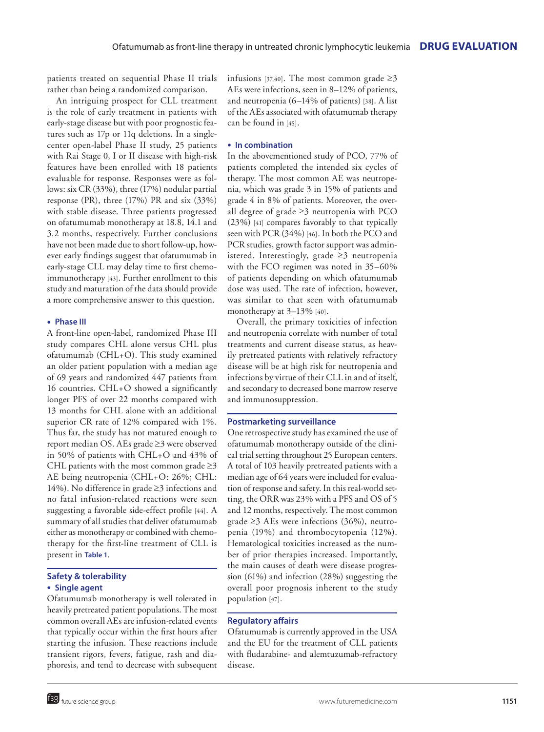patients treated on sequential Phase II trials rather than being a randomized comparison.

An intriguing prospect for CLL treatment is the role of early treatment in patients with early-stage disease but with poor prognostic features such as 17p or 11q deletions. In a single-center open-label Phase II study, 25 patients with Rai Stage 0, I or II disease with high-risk features have been enrolled with 18 patients evaluable for response. Responses were as follows: six CR (33%), three (17%) nodular partial response (PR), three (17%) PR and six (33%) with stable disease. Three patients progressed on ofatumumab monotherapy at 18.8, 14.1 and 3.2 months, respectively. Further conclusions have not been made due to short follow-up, however early findings suggest that ofatumumab in early-stage CLL may delay time to first chemoimmunotherapy [43]. Further enrollment to this study and maturation of the data should provide a more comprehensive answer to this question.

### • Phase III

A front-line open-label, randomized Phase III study compares CHL alone versus CHL plus ofatumumab (CHL+O). This study examined an older patient population with a median age of 69 years and randomized 447 patients from 16 countries. CHL+O showed a significantly longer PFS of over 22 months compared with 13 months for CHL alone with an additional superior CR rate of 12% compared with 1%. Thus far, the study has not matured enough to report median OS. AEs grade ≥3 were observed in 50% of patients with CHL+O and 43% of CHL patients with the most common grade ≥3 AE being neutropenia (CHL+O: 26%; CHL: 14%). No difference in grade ≥3 infections and no fatal infusion-related reactions were seen suggesting a favorable side-effect profile [44]. A summary of all studies that deliver ofatumumab either as monotherapy or combined with chemotherapy for the first-line treatment of CLL is present in **Table 1**.

## Safety & tolerability

### • Single agent

Ofatumumab monotherapy is well tolerated in heavily pretreated patient populations. The most common overall AEs are infusion-related events that typically occur within the first hours after starting the infusion. These reactions include transient rigors, fevers, fatigue, rash and diaphoresis, and tend to decrease with subsequent infusions [37,40]. The most common grade ≥3 AEs were infections, seen in 8–12% of patients, and neutropenia (6–14% of patients) [38]. A list of the AEs associated with ofatumumab therapy can be found in [45].

### • In combination

In the abovementioned study of PCO, 77% of patients completed the intended six cycles of therapy. The most common AE was neutropenia, which was grade 3 in 15% of patients and grade 4 in 8% of patients. Moreover, the overall degree of grade ≥3 neutropenia with PCO (23%) [41] compares favorably to that typically seen with PCR (34%) [46]. In both the PCO and PCR studies, growth factor support was administered. Interestingly, grade ≥3 neutropenia with the FCO regimen was noted in 35–60% of patients depending on which ofatumumab dose was used. The rate of infection, however, was similar to that seen with ofatumumab monotherapy at 3–13% [40].

Overall, the primary toxicities of infection and neutropenia correlate with number of total treatments and current disease status, as heavily pretreated patients with relatively refractory disease will be at high risk for neutropenia and infections by virtue of their CLL in and of itself, and secondary to decreased bone marrow reserve and immunosuppression.

## Postmarketing surveillance

One retrospective study has examined the use of ofatumumab monotherapy outside of the clinical trial setting throughout 25 European centers. A total of 103 heavily pretreated patients with a median age of 64 years were included for evaluation of response and safety. In this real-world setting, the ORR was 23% with a PFS and OS of 5 and 12 months, respectively. The most common grade ≥3 AEs were infections (36%), neutropenia (19%) and thrombocytopenia (12%). Hematological toxicities increased as the number of prior therapies increased. Importantly, the main causes of death were disease progression (61%) and infection (28%) suggesting the overall poor prognosis inherent to the study population [47].

## Regulatory affairs

Ofatumumab is currently approved in the USA and the EU for the treatment of CLL patients with fludarabine- and alemtuzumab-refractory disease.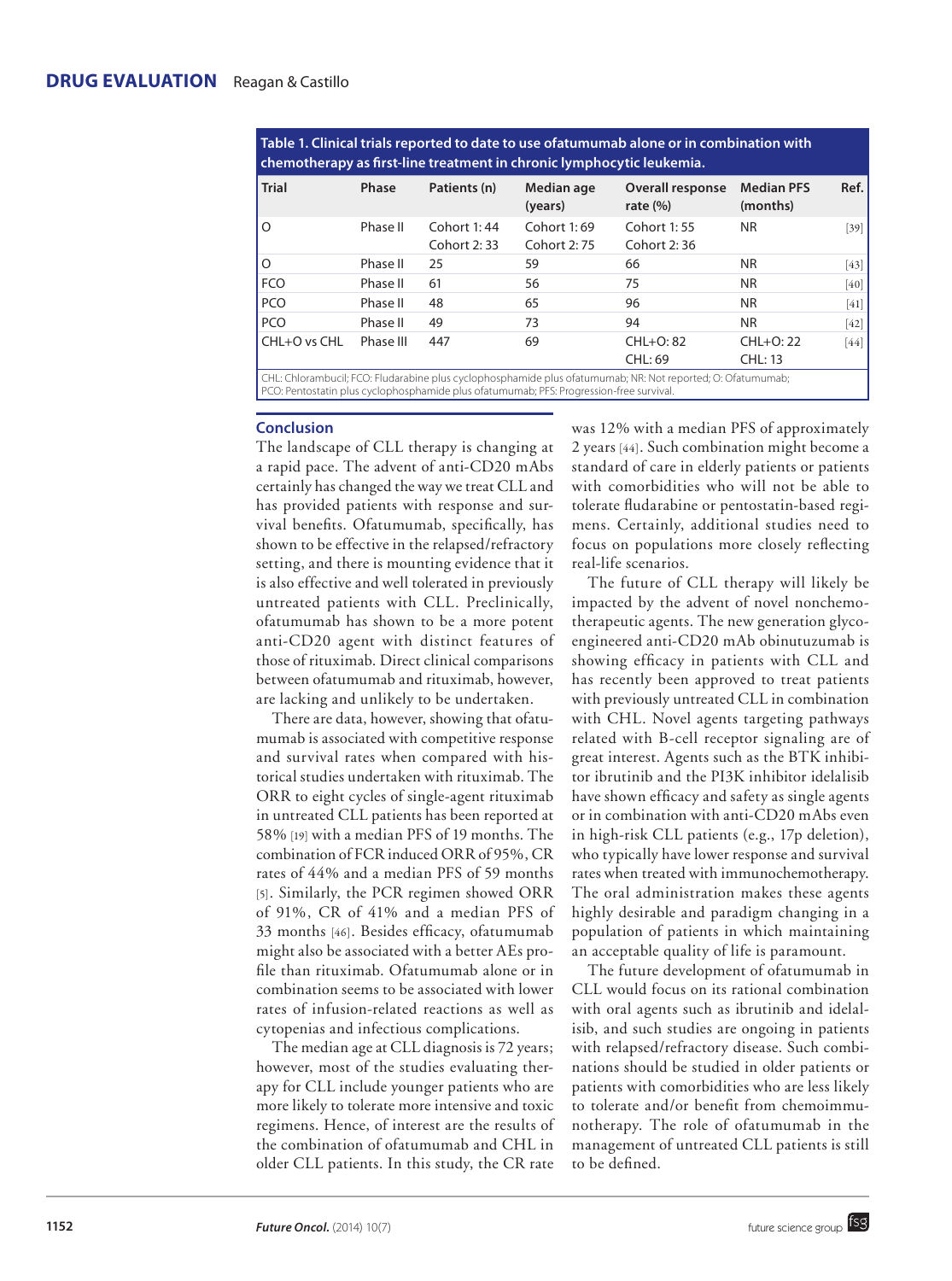**Table 1. Clinical trials reported to date to use ofatumumab alone or in combination with chemotherapy as first-line treatment in chronic lymphocytic leukemia.**

| Trial | Phase | Patients (n) | Median age (years) | Overall response rate (%) | Median PFS (months) | Ref. |
|---|---|---|---|---|---|---|
| O | Phase II | Cohort 1: 44<br>Cohort 2: 33 | Cohort 1: 69<br>Cohort 2: 75 | Cohort 1: 55<br>Cohort 2: 36 | NR | [39] |
| O | Phase II | 25 | 59 | 66 | NR | [43] |
| FCO | Phase II | 61 | 56 | 75 | NR | [40] |
| PCO | Phase II | 48 | 65 | 96 | NR | [41] |
| PCO | Phase II | 49 | 73 | 94 | NR | [42] |
| CHL+O vs CHL | Phase III | 447 | 69 | CHL+O: 82<br>CHL: 69 | CHL+O: 22<br>CHL: 13 | [44] |

CHL: Chlorambucil; FCO: Fludarabine plus cyclophosphamide plus ofatumumab; NR: Not reported; O: Ofatumumab; PCO: Pentostatin plus cyclophosphamide plus ofatumumab; PFS: Progression-free survival.

## Conclusion

The landscape of CLL therapy is changing at a rapid pace. The advent of anti-CD20 mAbs certainly has changed the way we treat CLL and has provided patients with response and survival benefits. Ofatumumab, specifically, has shown to be effective in the relapsed/refractory setting, and there is mounting evidence that it is also effective and well tolerated in previously untreated patients with CLL. Preclinically, ofatumumab has shown to be a more potent anti-CD20 agent with distinct features of those of rituximab. Direct clinical comparisons between ofatumumab and rituximab, however, are lacking and unlikely to be undertaken.

There are data, however, showing that ofatumumab is associated with competitive response and survival rates when compared with historical studies undertaken with rituximab. The ORR to eight cycles of single-agent rituximab in untreated CLL patients has been reported at 58% [19] with a median PFS of 19 months. The combination of FCR induced ORR of 95%, CR rates of 44% and a median PFS of 59 months [5]. Similarly, the PCR regimen showed ORR of 91%, CR of 41% and a median PFS of 33 months [46]. Besides efficacy, ofatumumab might also be associated with a better AEs profile than rituximab. Ofatumumab alone or in combination seems to be associated with lower rates of infusion-related reactions as well as cytopenias and infectious complications.

The median age at CLL diagnosis is 72 years; however, most of the studies evaluating therapy for CLL include younger patients who are more likely to tolerate more intensive and toxic regimens. Hence, of interest are the results of the combination of ofatumumab and CHL in older CLL patients. In this study, the CR rate was 12% with a median PFS of approximately 2 years [44]. Such combination might become a standard of care in elderly patients or patients with comorbidities who will not be able to tolerate fludarabine or pentostatin-based regimens. Certainly, additional studies need to focus on populations more closely reflecting real-life scenarios.

The future of CLL therapy will likely be impacted by the advent of novel nonchemotherapeutic agents. The new generation glycoengineered anti-CD20 mAb obinutuzumab is showing efficacy in patients with CLL and has recently been approved to treat patients with previously untreated CLL in combination with CHL. Novel agents targeting pathways related with B-cell receptor signaling are of great interest. Agents such as the BTK inhibitor ibrutinib and the PI3K inhibitor idelalisib have shown efficacy and safety as single agents or in combination with anti-CD20 mAbs even in high-risk CLL patients (e.g., 17p deletion), who typically have lower response and survival rates when treated with immunochemotherapy. The oral administration makes these agents highly desirable and paradigm changing in a population of patients in which maintaining an acceptable quality of life is paramount.

The future development of ofatumumab in CLL would focus on its rational combination with oral agents such as ibrutinib and idelalisib, and such studies are ongoing in patients with relapsed/refractory disease. Such combinations should be studied in older patients or patients with comorbidities who are less likely to tolerate and/or benefit from chemoimmunotherapy. The role of ofatumumab in the management of untreated CLL patients is still to be defined.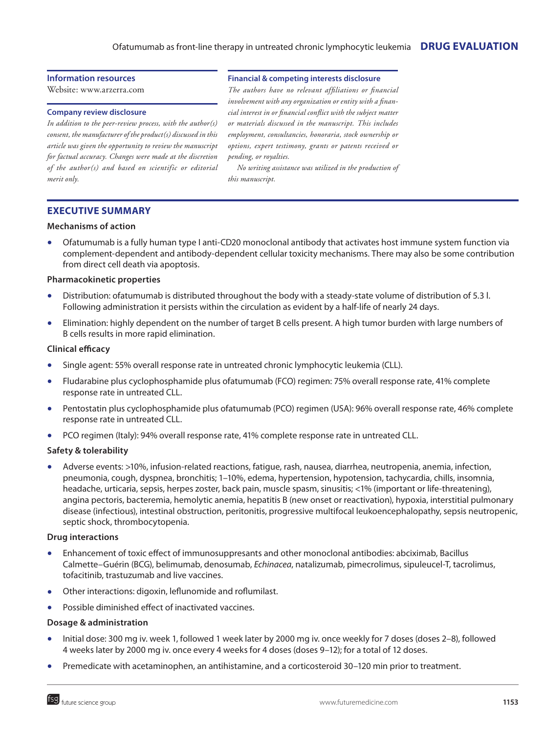### Information resources

Website: www.arzerra.com

### Company review disclosure

*In addition to the peer-review process, with the author(s) consent, the manufacturer of the product(s) discussed in this article was given the opportunity to review the manuscript for factual accuracy. Changes were made at the discretion of the author(s) and based on scientific or editorial merit only.*

### Financial & competing interests disclosure

*The authors have no relevant affiliations or financial involvement with any organization or entity with a financial interest in or financial conflict with the subject matter or materials discussed in the manuscript. This includes employment, consultancies, honoraria, stock ownership or options, expert testimony, grants or patents received or pending, or royalties.*

*No writing assistance was utilized in the production of this manuscript.*

## EXECUTIVE SUMMARY

### Mechanisms of action

- Ofatumumab is a fully human type I anti-CD20 monoclonal antibody that activates host immune system function via complement-dependent and antibody-dependent cellular toxicity mechanisms. There may also be some contribution from direct cell death via apoptosis.

### Pharmacokinetic properties

- Distribution: ofatumumab is distributed throughout the body with a steady-state volume of distribution of 5.3 l. Following administration it persists within the circulation as evident by a half-life of nearly 24 days.
- Elimination: highly dependent on the number of target B cells present. A high tumor burden with large numbers of B cells results in more rapid elimination.

### Clinical efficacy

- Single agent: 55% overall response rate in untreated chronic lymphocytic leukemia (CLL).
- Fludarabine plus cyclophosphamide plus ofatumumab (FCO) regimen: 75% overall response rate, 41% complete response rate in untreated CLL.
- Pentostatin plus cyclophosphamide plus ofatumumab (PCO) regimen (USA): 96% overall response rate, 46% complete response rate in untreated CLL.
- PCO regimen (Italy): 94% overall response rate, 41% complete response rate in untreated CLL.

### Safety & tolerability

- Adverse events: >10%, infusion-related reactions, fatigue, rash, nausea, diarrhea, neutropenia, anemia, infection, pneumonia, cough, dyspnea, bronchitis; 1–10%, edema, hypertension, hypotension, tachycardia, chills, insomnia, headache, urticaria, sepsis, herpes zoster, back pain, muscle spasm, sinusitis; <1% (important or life-threatening), angina pectoris, bacteremia, hemolytic anemia, hepatitis B (new onset or reactivation), hypoxia, interstitial pulmonary disease (infectious), intestinal obstruction, peritonitis, progressive multifocal leukoencephalopathy, sepsis neutropenic, septic shock, thrombocytopenia.

### Drug interactions

- Enhancement of toxic effect of immunosuppresants and other monoclonal antibodies: abciximab, Bacillus Calmette–Guérin (BCG), belimumab, denosumab, *Echinacea*, natalizumab, pimecrolimus, sipuleucel-T, tacrolimus, tofacitinib, trastuzumab and live vaccines.
- Other interactions: digoxin, leflunomide and roflumilast.
- Possible diminished effect of inactivated vaccines.

### Dosage & administration

- Initial dose: 300 mg iv. week 1, followed 1 week later by 2000 mg iv. once weekly for 7 doses (doses 2–8), followed 4 weeks later by 2000 mg iv. once every 4 weeks for 4 doses (doses 9–12); for a total of 12 doses.
- Premedicate with acetaminophen, an antihistamine, and a corticosteroid 30–120 min prior to treatment.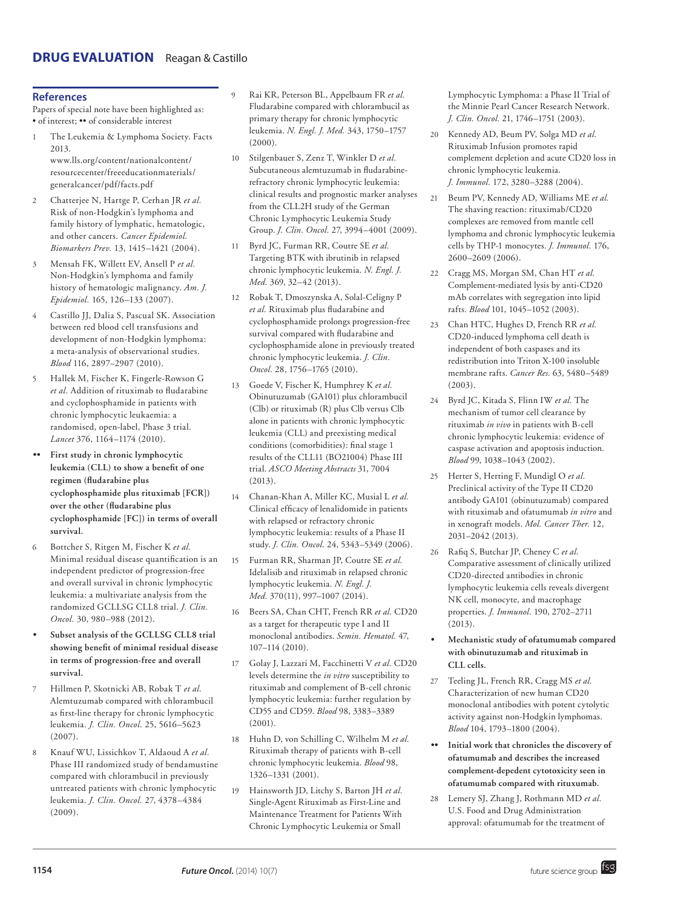## References

Papers of special note have been highlighted as:
• of interest; •• of considerable interest

1. The Leukemia & Lymphoma Society. Facts 2013. www.lls.org/content/nationalcontent/resourcecenter/freeeducationmaterials/generalcancer/pdf/facts.pdf
2. Chatterjee N, Hartge P, Cerhan JR *et al.* Risk of non-Hodgkin's lymphoma and family history of lymphatic, hematologic, and other cancers. *Cancer Epidemiol. Biomarkers Prev.* 13, 1415–1421 (2004).
3. Mensah FK, Willett EV, Ansell P *et al.* Non-Hodgkin's lymphoma and family history of hematologic malignancy. *Am. J. Epidemiol.* 165, 126–133 (2007).
4. Castillo JJ, Dalia S, Pascual SK. Association between red blood cell transfusions and development of non-Hodgkin lymphoma: a meta-analysis of observational studies. *Blood* 116, 2897–2907 (2010).
5. Hallek M, Fischer K, Fingerle-Rowson G *et al.* Addition of rituximab to fludarabine and cyclophosphamide in patients with chronic lymphocytic leukaemia: a randomised, open-label, Phase 3 trial. *Lancet* 376, 1164–1174 (2010).
   - •• **First study in chronic lymphocytic leukemia (CLL) to show a benefit of one regimen (fludarabine plus cyclophosphamide plus rituximab [FCR]) over the other (fludarabine plus cyclophosphamide [FC]) in terms of overall survival.**
6. Bottcher S, Ritgen M, Fischer K *et al.* Minimal residual disease quantification is an independent predictor of progression-free and overall survival in chronic lymphocytic leukemia: a multivariate analysis from the randomized GCLLSG CLL8 trial. *J. Clin. Oncol.* 30, 980–988 (2012).
   - • **Subset analysis of the GCLLSG CLL8 trial showing benefit of minimal residual disease in terms of progression-free and overall survival.**
7. Hillmen P, Skotnicki AB, Robak T *et al.* Alemtuzumab compared with chlorambucil as first-line therapy for chronic lymphocytic leukemia. *J. Clin. Oncol.* 25, 5616–5623 (2007).
8. Knauf WU, Lissichkov T, Aldaoud A *et al.* Phase III randomized study of bendamustine compared with chlorambucil in previously untreated patients with chronic lymphocytic leukemia. *J. Clin. Oncol.* 27, 4378–4384 (2009).
9. Rai KR, Peterson BL, Appelbaum FR *et al.* Fludarabine compared with chlorambucil as primary therapy for chronic lymphocytic leukemia. *N. Engl. J. Med.* 343, 1750–1757 (2000).
10. Stilgenbauer S, Zenz T, Winkler D *et al.* Subcutaneous alemtuzumab in fludarabine-refractory chronic lymphocytic leukemia: clinical results and prognostic marker analyses from the CLL2H study of the German Chronic Lymphocytic Leukemia Study Group. *J. Clin. Oncol.* 27, 3994–4001 (2009).
11. Byrd JC, Furman RR, Coutre SE *et al.* Targeting BTK with ibrutinib in relapsed chronic lymphocytic leukemia. *N. Engl. J. Med.* 369, 32–42 (2013).
12. Robak T, Dmoszynska A, Solal-Celigny P *et al.* Rituximab plus fludarabine and cyclophosphamide prolongs progression-free survival compared with fludarabine and cyclophosphamide alone in previously treated chronic lymphocytic leukemia. *J. Clin. Oncol.* 28, 1756–1765 (2010).
13. Goede V, Fischer K, Humphrey K *et al.* Obinutuzumab (GA101) plus chlorambucil (Clb) or rituximab (R) plus Clb versus Clb alone in patients with chronic lymphocytic leukemia (CLL) and preexisting medical conditions (comorbidities): final stage 1 results of the CLL11 (BO21004) Phase III trial. *ASCO Meeting Abstracts* 31, 7004 (2013).
14. Chanan-Khan A, Miller KC, Musial L *et al.* Clinical efficacy of lenalidomide in patients with relapsed or refractory chronic lymphocytic leukemia: results of a Phase II study. *J. Clin. Oncol.* 24, 5343–5349 (2006).
15. Furman RR, Sharman JP, Coutre SE *et al.* Idelalisib and rituximab in relapsed chronic lymphocytic leukemia. *N. Engl. J. Med.* 370(11), 997–1007 (2014).
16. Beers SA, Chan CHT, French RR *et al.* CD20 as a target for therapeutic type I and II monoclonal antibodies. *Semin. Hematol.* 47, 107–114 (2010).
17. Golay J, Lazzari M, Facchinetti V *et al.* CD20 levels determine the *in vitro* susceptibility to rituximab and complement of B-cell chronic lymphocytic leukemia: further regulation by CD55 and CD59. *Blood* 98, 3383–3389 (2001).
18. Huhn D, von Schilling C, Wilhelm M *et al.* Rituximab therapy of patients with B-cell chronic lymphocytic leukemia. *Blood* 98, 1326–1331 (2001).
19. Hainsworth JD, Litchy S, Barton JH *et al.* Single-Agent Rituximab as First-Line and Maintenance Treatment for Patients With Chronic Lymphocytic Leukemia or Small Lymphocytic Lymphoma: a Phase II Trial of the Minnie Pearl Cancer Research Network. *J. Clin. Oncol.* 21, 1746–1751 (2003).
20. Kennedy AD, Beum PV, Solga MD *et al.* Rituximab Infusion promotes rapid complement depletion and acute CD20 loss in chronic lymphocytic leukemia. *J. Immunol.* 172, 3280–3288 (2004).
21. Beum PV, Kennedy AD, Williams ME *et al.* The shaving reaction: rituximab/CD20 complexes are removed from mantle cell lymphoma and chronic lymphocytic leukemia cells by THP-1 monocytes. *J. Immunol.* 176, 2600–2609 (2006).
22. Cragg MS, Morgan SM, Chan HT *et al.* Complement-mediated lysis by anti-CD20 mAb correlates with segregation into lipid rafts. *Blood* 101, 1045–1052 (2003).
23. Chan HTC, Hughes D, French RR *et al.* CD20-induced lymphoma cell death is independent of both caspases and its redistribution into Triton X-100 insoluble membrane rafts. *Cancer Res.* 63, 5480–5489 (2003).
24. Byrd JC, Kitada S, Flinn IW *et al.* The mechanism of tumor cell clearance by rituximab *in vivo* in patients with B-cell chronic lymphocytic leukemia: evidence of caspase activation and apoptosis induction. *Blood* 99, 1038–1043 (2002).
25. Herter S, Herting F, Mundigl O *et al.* Preclinical activity of the Type II CD20 antibody GA101 (obinutuzumab) compared with rituximab and ofatumumab *in vitro* and in xenograft models. *Mol. Cancer Ther.* 12, 2031–2042 (2013).
26. Rafiq S, Butchar JP, Cheney C *et al.* Comparative assessment of clinically utilized CD20-directed antibodies in chronic lymphocytic leukemia cells reveals divergent NK cell, monocyte, and macrophage properties. *J. Immunol.* 190, 2702–2711 (2013).
   - • **Mechanistic study of ofatumumab compared with obinutuzumab and rituximab in CLL cells.**
27. Teeling JL, French RR, Cragg MS *et al.* Characterization of new human CD20 monoclonal antibodies with potent cytolytic activity against non-Hodgkin lymphomas. *Blood* 104, 1793–1800 (2004).
   - •• **Initial work that chronicles the discovery of ofatumumab and describes the increased complement-depedent cytotoxicity seen in ofatumumab compared with rituximab.**
28. Lemery SJ, Zhang J, Rothmann MD *et al.* U.S. Food and Drug Administration approval: ofatumumab for the treatment of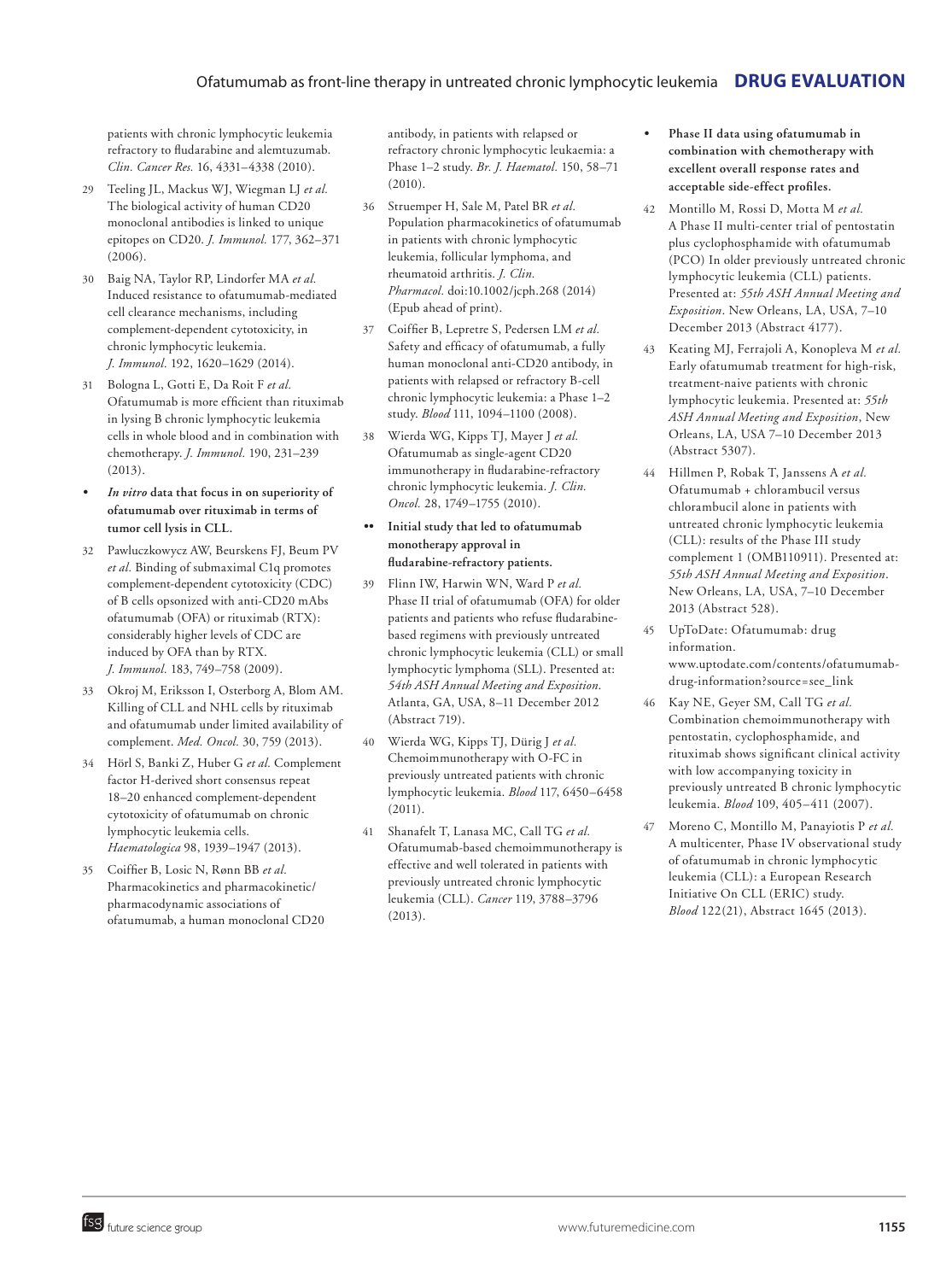patients with chronic lymphocytic leukemia refractory to fludarabine and alemtuzumab. *Clin. Cancer Res.* 16, 4331–4338 (2010).

29. Teeling JL, Mackus WJ, Wiegman LJ *et al.* The biological activity of human CD20 monoclonal antibodies is linked to unique epitopes on CD20. *J. Immunol.* 177, 362–371 (2006).

30. Baig NA, Taylor RP, Lindorfer MA *et al.* Induced resistance to ofatumumab-mediated cell clearance mechanisms, including complement-dependent cytotoxicity, in chronic lymphocytic leukemia. *J. Immunol.* 192, 1620–1629 (2014).

31. Bologna L, Gotti E, Da Roit F *et al.* Ofatumumab is more efficient than rituximab in lysing B chronic lymphocytic leukemia cells in whole blood and in combination with chemotherapy. *J. Immunol.* 190, 231–239 (2013).

- ***In vitro* data that focus in on superiority of ofatumumab over rituximab in terms of tumor cell lysis in CLL.**

32. Pawluczkowycz AW, Beurskens FJ, Beum PV *et al.* Binding of submaximal C1q promotes complement-dependent cytotoxicity (CDC) of B cells opsonized with anti-CD20 mAbs ofatumumab (OFA) or rituximab (RTX): considerably higher levels of CDC are induced by OFA than by RTX. *J. Immunol.* 183, 749–758 (2009).

33. Okroj M, Eriksson I, Osterborg A, Blom AM. Killing of CLL and NHL cells by rituximab and ofatumumab under limited availability of complement. *Med. Oncol.* 30, 759 (2013).

34. Hörl S, Banki Z, Huber G *et al.* Complement factor H-derived short consensus repeat 18–20 enhanced complement-dependent cytotoxicity of ofatumumab on chronic lymphocytic leukemia cells. *Haematologica* 98, 1939–1947 (2013).

35. Coiffier B, Losic N, Rønn BB *et al.* Pharmacokinetics and pharmacokinetic/pharmacodynamic associations of ofatumumab, a human monoclonal CD20 antibody, in patients with relapsed or refractory chronic lymphocytic leukaemia: a Phase 1–2 study. *Br. J. Haematol.* 150, 58–71 (2010).

36. Struemper H, Sale M, Patel BR *et al.* Population pharmacokinetics of ofatumumab in patients with chronic lymphocytic leukemia, follicular lymphoma, and rheumatoid arthritis. *J. Clin. Pharmacol.* doi:10.1002/jcph.268 (2014) (Epub ahead of print).

37. Coiffier B, Lepretre S, Pedersen LM *et al.* Safety and efficacy of ofatumumab, a fully human monoclonal anti-CD20 antibody, in patients with relapsed or refractory B-cell chronic lymphocytic leukemia: a Phase 1–2 study. *Blood* 111, 1094–1100 (2008).

38. Wierda WG, Kipps TJ, Mayer J *et al.* Ofatumumab as single-agent CD20 immunotherapy in fludarabine-refractory chronic lymphocytic leukemia. *J. Clin. Oncol.* 28, 1749–1755 (2010).

- •• **Initial study that led to ofatumumab monotherapy approval in fludarabine-refractory patients.**

39. Flinn IW, Harwin WN, Ward P *et al.* Phase II trial of ofatumumab (OFA) for older patients and patients who refuse fludarabine-based regimens with previously untreated chronic lymphocytic leukemia (CLL) or small lymphocytic lymphoma (SLL). Presented at: *54th ASH Annual Meeting and Exposition*. Atlanta, GA, USA, 8–11 December 2012 (Abstract 719).

40. Wierda WG, Kipps TJ, Dürig J *et al.* Chemoimmunotherapy with O-FC in previously untreated patients with chronic lymphocytic leukemia. *Blood* 117, 6450–6458 (2011).

41. Shanafelt T, Lanasa MC, Call TG *et al.* Ofatumumab-based chemoimmunotherapy is effective and well tolerated in patients with previously untreated chronic lymphocytic leukemia (CLL). *Cancer* 119, 3788–3796 (2013).

- **Phase II data using ofatumumab in combination with chemotherapy with excellent overall response rates and acceptable side-effect profiles.**

42. Montillo M, Rossi D, Motta M *et al.* A Phase II multi-center trial of pentostatin plus cyclophosphamide with ofatumumab (PCO) In older previously untreated chronic lymphocytic leukemia (CLL) patients. Presented at: *55th ASH Annual Meeting and Exposition*. New Orleans, LA, USA, 7–10 December 2013 (Abstract 4177).

43. Keating MJ, Ferrajoli A, Konopleva M *et al.* Early ofatumumab treatment for high-risk, treatment-naive patients with chronic lymphocytic leukemia. Presented at: *55th ASH Annual Meeting and Exposition*, New Orleans, LA, USA 7–10 December 2013 (Abstract 5307).

44. Hillmen P, Robak T, Janssens A *et al.* Ofatumumab + chlorambucil versus chlorambucil alone in patients with untreated chronic lymphocytic leukemia (CLL): results of the Phase III study complement 1 (OMB110911). Presented at: *55th ASH Annual Meeting and Exposition*. New Orleans, LA, USA, 7–10 December 2013 (Abstract 528).

45. UpToDate: Ofatumumab: drug information. www.uptodate.com/contents/ofatumumab-drug-information?source=see_link

46. Kay NE, Geyer SM, Call TG *et al.* Combination chemoimmunotherapy with pentostatin, cyclophosphamide, and rituximab shows significant clinical activity with low accompanying toxicity in previously untreated B chronic lymphocytic leukemia. *Blood* 109, 405–411 (2007).

47. Moreno C, Montillo M, Panayiotis P *et al.* A multicenter, Phase IV observational study of ofatumumab in chronic lymphocytic leukemia (CLL): a European Research Initiative On CLL (ERIC) study. *Blood* 122(21), Abstract 1645 (2013).